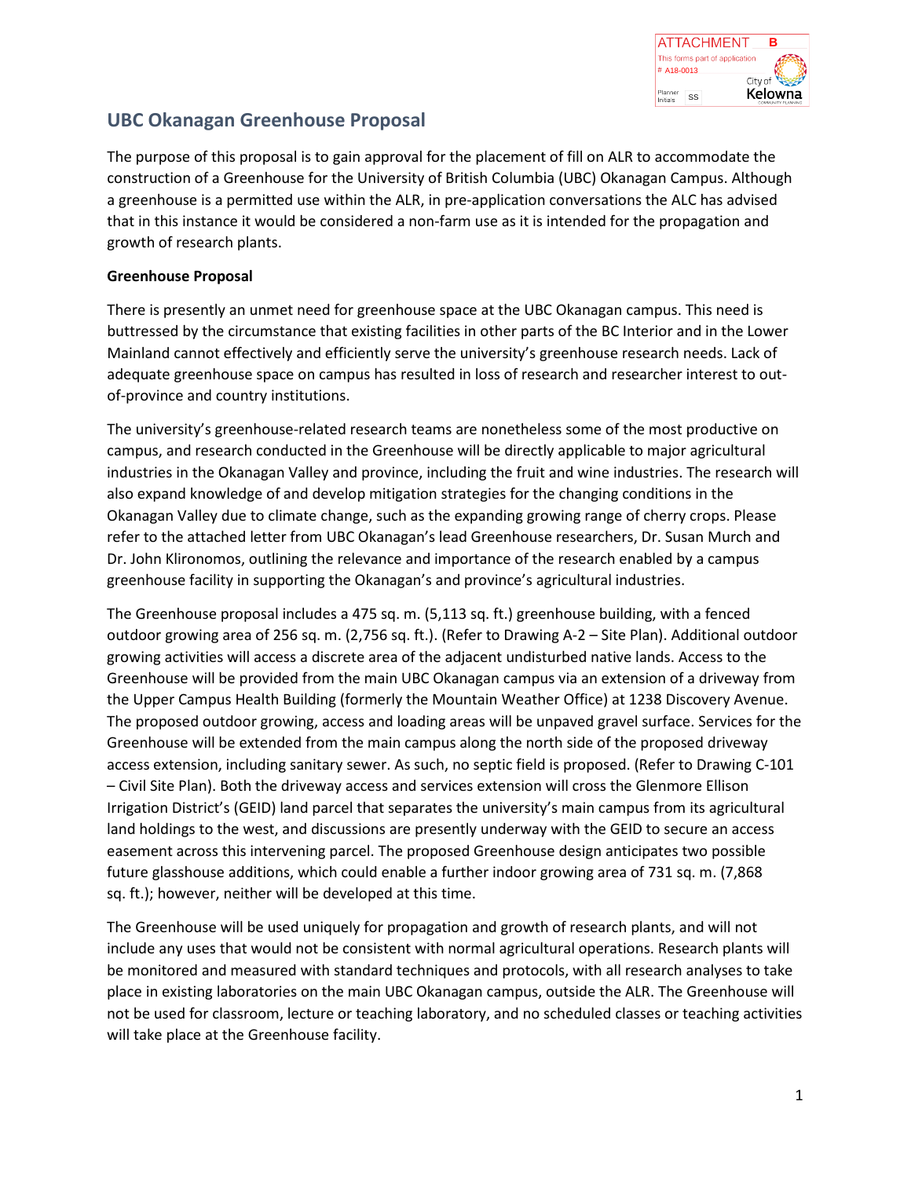ATTACHMENT B
This forms part of application
# A18-0013
City of Kelowna
Planner Initials SS

## UBC Okanagan Greenhouse Proposal

The purpose of this proposal is to gain approval for the placement of fill on ALR to accommodate the construction of a Greenhouse for the University of British Columbia (UBC) Okanagan Campus. Although a greenhouse is a permitted use within the ALR, in pre-application conversations the ALC has advised that in this instance it would be considered a non-farm use as it is intended for the propagation and growth of research plants.

**Greenhouse Proposal**

There is presently an unmet need for greenhouse space at the UBC Okanagan campus. This need is buttressed by the circumstance that existing facilities in other parts of the BC Interior and in the Lower Mainland cannot effectively and efficiently serve the university's greenhouse research needs. Lack of adequate greenhouse space on campus has resulted in loss of research and researcher interest to out-of-province and country institutions.

The university's greenhouse-related research teams are nonetheless some of the most productive on campus, and research conducted in the Greenhouse will be directly applicable to major agricultural industries in the Okanagan Valley and province, including the fruit and wine industries. The research will also expand knowledge of and develop mitigation strategies for the changing conditions in the Okanagan Valley due to climate change, such as the expanding growing range of cherry crops. Please refer to the attached letter from UBC Okanagan's lead Greenhouse researchers, Dr. Susan Murch and Dr. John Klironomos, outlining the relevance and importance of the research enabled by a campus greenhouse facility in supporting the Okanagan's and province's agricultural industries.

The Greenhouse proposal includes a 475 sq. m. (5,113 sq. ft.) greenhouse building, with a fenced outdoor growing area of 256 sq. m. (2,756 sq. ft.). (Refer to Drawing A-2 – Site Plan). Additional outdoor growing activities will access a discrete area of the adjacent undisturbed native lands. Access to the Greenhouse will be provided from the main UBC Okanagan campus via an extension of a driveway from the Upper Campus Health Building (formerly the Mountain Weather Office) at 1238 Discovery Avenue. The proposed outdoor growing, access and loading areas will be unpaved gravel surface. Services for the Greenhouse will be extended from the main campus along the north side of the proposed driveway access extension, including sanitary sewer. As such, no septic field is proposed. (Refer to Drawing C-101 – Civil Site Plan). Both the driveway access and services extension will cross the Glenmore Ellison Irrigation District's (GEID) land parcel that separates the university's main campus from its agricultural land holdings to the west, and discussions are presently underway with the GEID to secure an access easement across this intervening parcel. The proposed Greenhouse design anticipates two possible future glasshouse additions, which could enable a further indoor growing area of 731 sq. m. (7,868 sq. ft.); however, neither will be developed at this time.

The Greenhouse will be used uniquely for propagation and growth of research plants, and will not include any uses that would not be consistent with normal agricultural operations. Research plants will be monitored and measured with standard techniques and protocols, with all research analyses to take place in existing laboratories on the main UBC Okanagan campus, outside the ALR. The Greenhouse will not be used for classroom, lecture or teaching laboratory, and no scheduled classes or teaching activities will take place at the Greenhouse facility.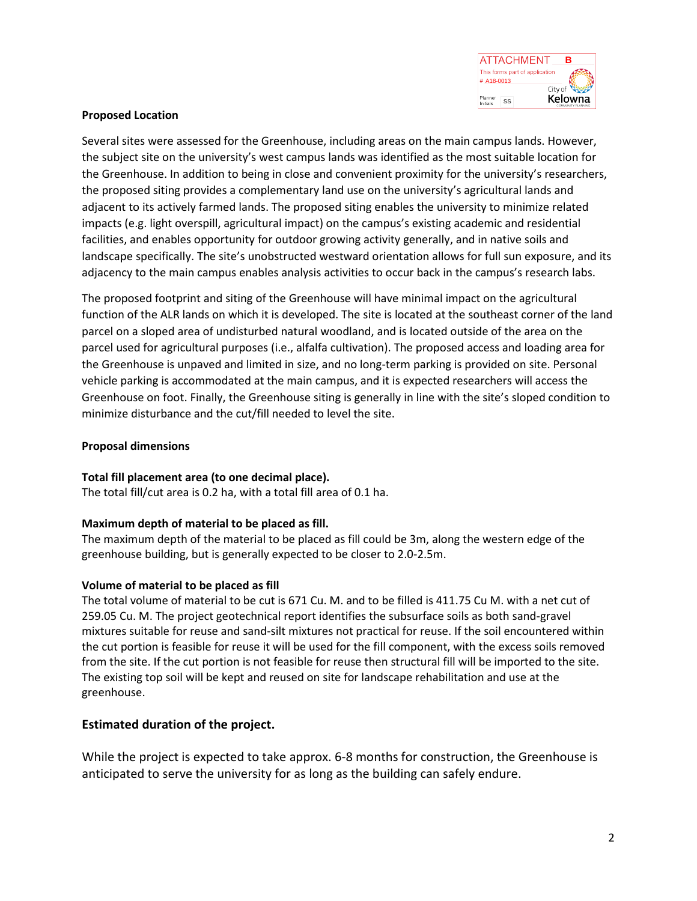**Proposed Location**

Several sites were assessed for the Greenhouse, including areas on the main campus lands. However, the subject site on the university's west campus lands was identified as the most suitable location for the Greenhouse. In addition to being in close and convenient proximity for the university's researchers, the proposed siting provides a complementary land use on the university's agricultural lands and adjacent to its actively farmed lands. The proposed siting enables the university to minimize related impacts (e.g. light overspill, agricultural impact) on the campus's existing academic and residential facilities, and enables opportunity for outdoor growing activity generally, and in native soils and landscape specifically. The site's unobstructed westward orientation allows for full sun exposure, and its adjacency to the main campus enables analysis activities to occur back in the campus's research labs.

The proposed footprint and siting of the Greenhouse will have minimal impact on the agricultural function of the ALR lands on which it is developed. The site is located at the southeast corner of the land parcel on a sloped area of undisturbed natural woodland, and is located outside of the area on the parcel used for agricultural purposes (i.e., alfalfa cultivation). The proposed access and loading area for the Greenhouse is unpaved and limited in size, and no long-term parking is provided on site. Personal vehicle parking is accommodated at the main campus, and it is expected researchers will access the Greenhouse on foot. Finally, the Greenhouse siting is generally in line with the site's sloped condition to minimize disturbance and the cut/fill needed to level the site.

**Proposal dimensions**

**Total fill placement area (to one decimal place).**
The total fill/cut area is 0.2 ha, with a total fill area of 0.1 ha.

**Maximum depth of material to be placed as fill.**
The maximum depth of the material to be placed as fill could be 3m, along the western edge of the greenhouse building, but is generally expected to be closer to 2.0-2.5m.

**Volume of material to be placed as fill**
The total volume of material to be cut is 671 Cu. M. and to be filled is 411.75 Cu M. with a net cut of 259.05 Cu. M. The project geotechnical report identifies the subsurface soils as both sand-gravel mixtures suitable for reuse and sand-silt mixtures not practical for reuse. If the soil encountered within the cut portion is feasible for reuse it will be used for the fill component, with the excess soils removed from the site. If the cut portion is not feasible for reuse then structural fill will be imported to the site. The existing top soil will be kept and reused on site for landscape rehabilitation and use at the greenhouse.

## Estimated duration of the project.

While the project is expected to take approx. 6-8 months for construction, the Greenhouse is anticipated to serve the university for as long as the building can safely endure.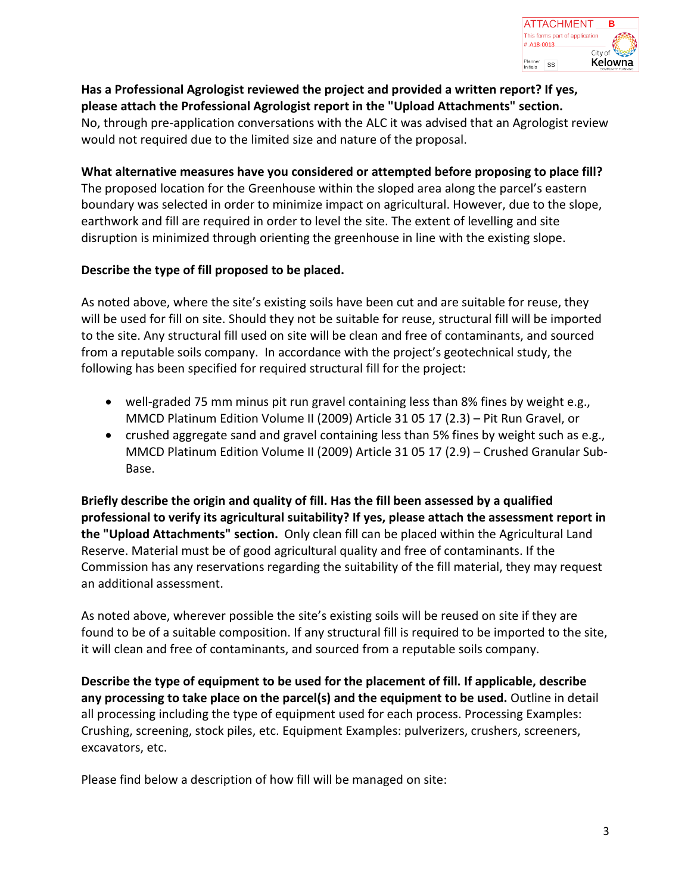**Has a Professional Agrologist reviewed the project and provided a written report? If yes, please attach the Professional Agrologist report in the "Upload Attachments" section.**
No, through pre-application conversations with the ALC it was advised that an Agrologist review would not required due to the limited size and nature of the proposal.

**What alternative measures have you considered or attempted before proposing to place fill?**
The proposed location for the Greenhouse within the sloped area along the parcel's eastern boundary was selected in order to minimize impact on agricultural. However, due to the slope, earthwork and fill are required in order to level the site. The extent of levelling and site disruption is minimized through orienting the greenhouse in line with the existing slope.

**Describe the type of fill proposed to be placed.**

As noted above, where the site's existing soils have been cut and are suitable for reuse, they will be used for fill on site. Should they not be suitable for reuse, structural fill will be imported to the site. Any structural fill used on site will be clean and free of contaminants, and sourced from a reputable soils company. In accordance with the project's geotechnical study, the following has been specified for required structural fill for the project:

- well-graded 75 mm minus pit run gravel containing less than 8% fines by weight e.g., MMCD Platinum Edition Volume II (2009) Article 31 05 17 (2.3) – Pit Run Gravel, or
- crushed aggregate sand and gravel containing less than 5% fines by weight such as e.g., MMCD Platinum Edition Volume II (2009) Article 31 05 17 (2.9) – Crushed Granular Sub-Base.

**Briefly describe the origin and quality of fill. Has the fill been assessed by a qualified professional to verify its agricultural suitability? If yes, please attach the assessment report in the "Upload Attachments" section.** Only clean fill can be placed within the Agricultural Land Reserve. Material must be of good agricultural quality and free of contaminants. If the Commission has any reservations regarding the suitability of the fill material, they may request an additional assessment.

As noted above, wherever possible the site's existing soils will be reused on site if they are found to be of a suitable composition. If any structural fill is required to be imported to the site, it will clean and free of contaminants, and sourced from a reputable soils company.

**Describe the type of equipment to be used for the placement of fill. If applicable, describe any processing to take place on the parcel(s) and the equipment to be used.** Outline in detail all processing including the type of equipment used for each process. Processing Examples: Crushing, screening, stock piles, etc. Equipment Examples: pulverizers, crushers, screeners, excavators, etc.

Please find below a description of how fill will be managed on site: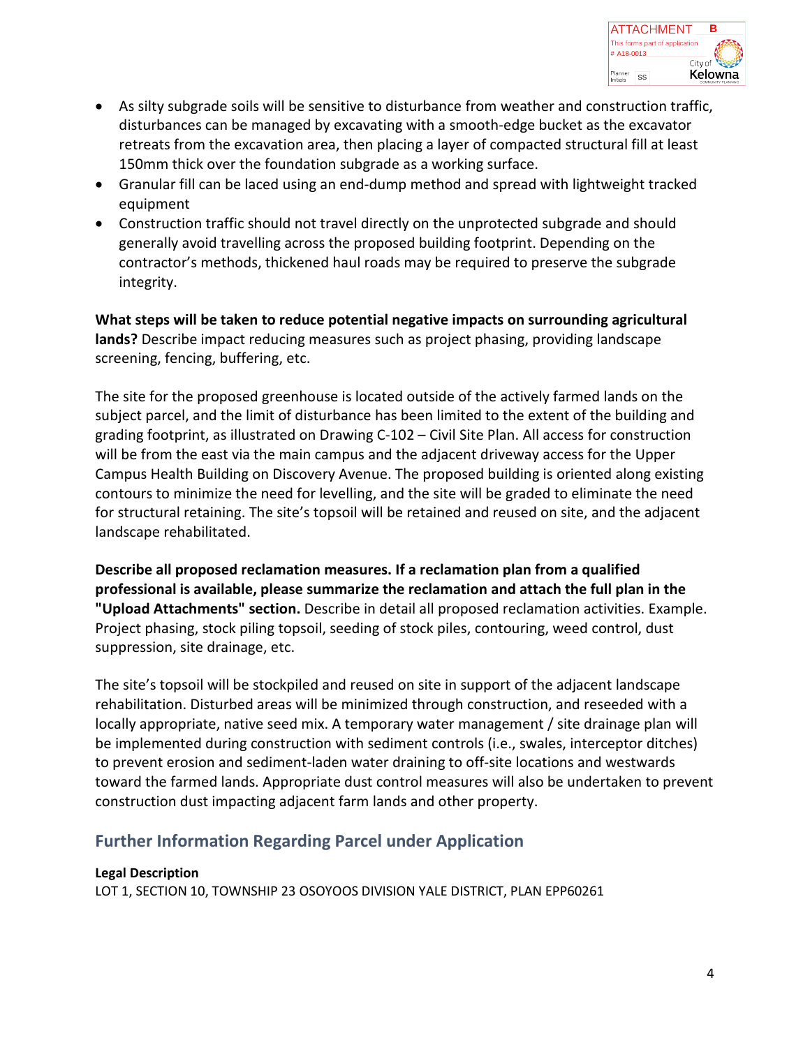- As silty subgrade soils will be sensitive to disturbance from weather and construction traffic, disturbances can be managed by excavating with a smooth-edge bucket as the excavator retreats from the excavation area, then placing a layer of compacted structural fill at least 150mm thick over the foundation subgrade as a working surface.
- Granular fill can be laced using an end-dump method and spread with lightweight tracked equipment
- Construction traffic should not travel directly on the unprotected subgrade and should generally avoid travelling across the proposed building footprint. Depending on the contractor's methods, thickened haul roads may be required to preserve the subgrade integrity.

**What steps will be taken to reduce potential negative impacts on surrounding agricultural lands?** Describe impact reducing measures such as project phasing, providing landscape screening, fencing, buffering, etc.

The site for the proposed greenhouse is located outside of the actively farmed lands on the subject parcel, and the limit of disturbance has been limited to the extent of the building and grading footprint, as illustrated on Drawing C-102 – Civil Site Plan. All access for construction will be from the east via the main campus and the adjacent driveway access for the Upper Campus Health Building on Discovery Avenue. The proposed building is oriented along existing contours to minimize the need for levelling, and the site will be graded to eliminate the need for structural retaining. The site's topsoil will be retained and reused on site, and the adjacent landscape rehabilitated.

**Describe all proposed reclamation measures. If a reclamation plan from a qualified professional is available, please summarize the reclamation and attach the full plan in the "Upload Attachments" section.** Describe in detail all proposed reclamation activities. Example. Project phasing, stock piling topsoil, seeding of stock piles, contouring, weed control, dust suppression, site drainage, etc.

The site's topsoil will be stockpiled and reused on site in support of the adjacent landscape rehabilitation. Disturbed areas will be minimized through construction, and reseeded with a locally appropriate, native seed mix. A temporary water management / site drainage plan will be implemented during construction with sediment controls (i.e., swales, interceptor ditches) to prevent erosion and sediment-laden water draining to off-site locations and westwards toward the farmed lands. Appropriate dust control measures will also be undertaken to prevent construction dust impacting adjacent farm lands and other property.

## Further Information Regarding Parcel under Application

**Legal Description**

LOT 1, SECTION 10, TOWNSHIP 23 OSOYOOS DIVISION YALE DISTRICT, PLAN EPP60261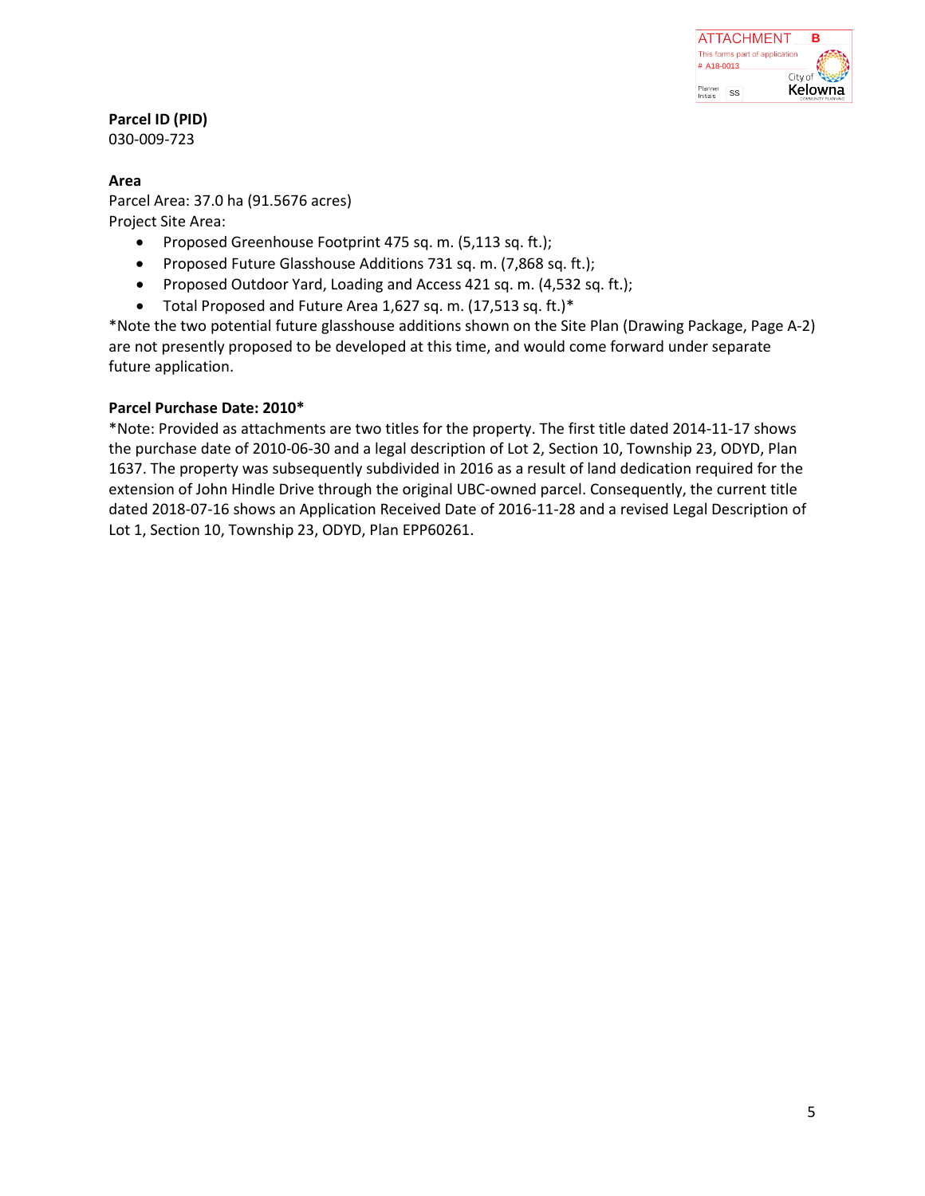**Parcel ID (PID)**
030-009-723

**Area**
Parcel Area: 37.0 ha (91.5676 acres)
Project Site Area:

- Proposed Greenhouse Footprint 475 sq. m. (5,113 sq. ft.);
- Proposed Future Glasshouse Additions 731 sq. m. (7,868 sq. ft.);
- Proposed Outdoor Yard, Loading and Access 421 sq. m. (4,532 sq. ft.);
- Total Proposed and Future Area 1,627 sq. m. (17,513 sq. ft.)*

*Note the two potential future glasshouse additions shown on the Site Plan (Drawing Package, Page A-2) are not presently proposed to be developed at this time, and would come forward under separate future application.

**Parcel Purchase Date: 2010***
*Note: Provided as attachments are two titles for the property. The first title dated 2014-11-17 shows the purchase date of 2010-06-30 and a legal description of Lot 2, Section 10, Township 23, ODYD, Plan 1637. The property was subsequently subdivided in 2016 as a result of land dedication required for the extension of John Hindle Drive through the original UBC-owned parcel. Consequently, the current title dated 2018-07-16 shows an Application Received Date of 2016-11-28 and a revised Legal Description of Lot 1, Section 10, Township 23, ODYD, Plan EPP60261.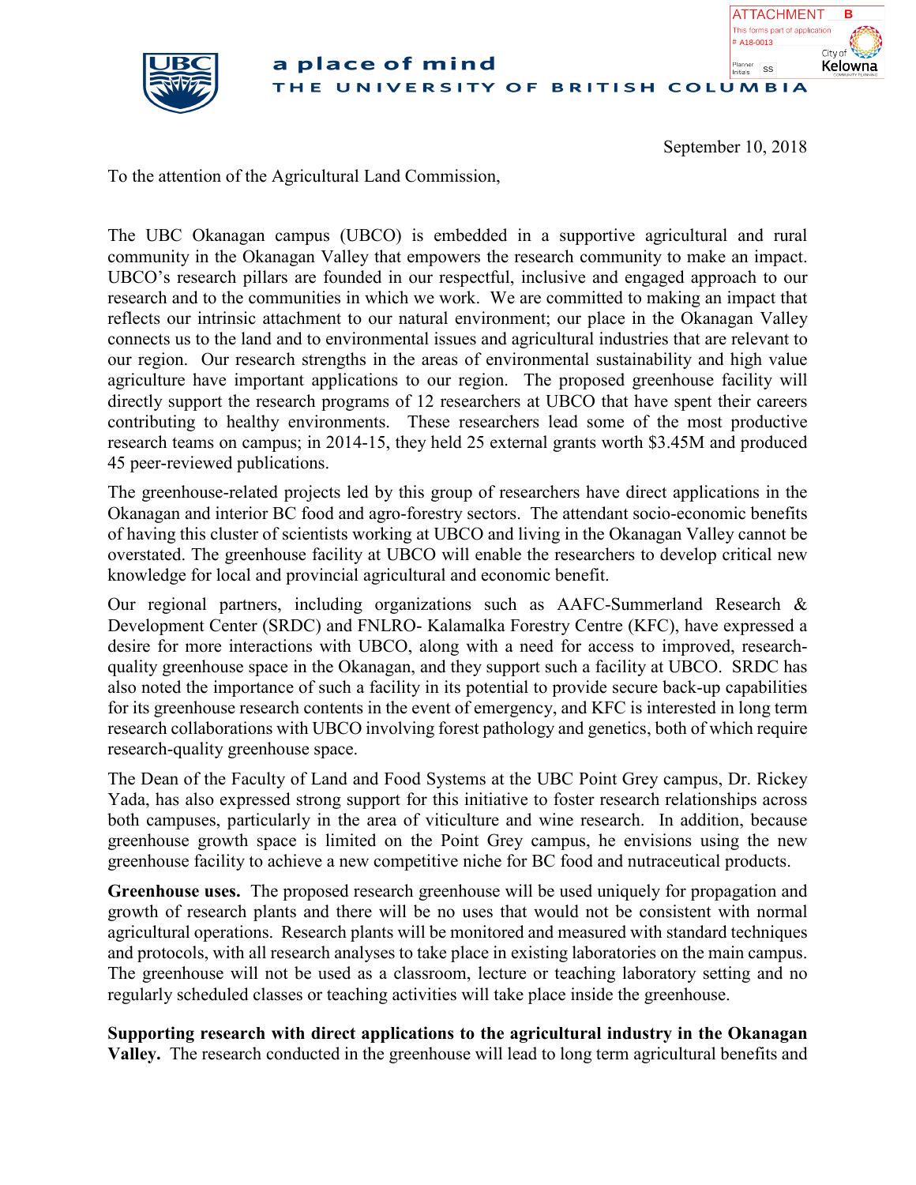ATTACHMENT B

This forms part of application # A18-0013

Planner Initials SS

City of Kelowna

a place of mind

THE UNIVERSITY OF BRITISH COLUMBIA

September 10, 2018

To the attention of the Agricultural Land Commission,

The UBC Okanagan campus (UBCO) is embedded in a supportive agricultural and rural community in the Okanagan Valley that empowers the research community to make an impact. UBCO's research pillars are founded in our respectful, inclusive and engaged approach to our research and to the communities in which we work. We are committed to making an impact that reflects our intrinsic attachment to our natural environment; our place in the Okanagan Valley connects us to the land and to environmental issues and agricultural industries that are relevant to our region. Our research strengths in the areas of environmental sustainability and high value agriculture have important applications to our region. The proposed greenhouse facility will directly support the research programs of 12 researchers at UBCO that have spent their careers contributing to healthy environments. These researchers lead some of the most productive research teams on campus; in 2014-15, they held 25 external grants worth $3.45M and produced 45 peer-reviewed publications.

The greenhouse-related projects led by this group of researchers have direct applications in the Okanagan and interior BC food and agro-forestry sectors. The attendant socio-economic benefits of having this cluster of scientists working at UBCO and living in the Okanagan Valley cannot be overstated. The greenhouse facility at UBCO will enable the researchers to develop critical new knowledge for local and provincial agricultural and economic benefit.

Our regional partners, including organizations such as AAFC-Summerland Research & Development Center (SRDC) and FNLRO- Kalamalka Forestry Centre (KFC), have expressed a desire for more interactions with UBCO, along with a need for access to improved, research-quality greenhouse space in the Okanagan, and they support such a facility at UBCO. SRDC has also noted the importance of such a facility in its potential to provide secure back-up capabilities for its greenhouse research contents in the event of emergency, and KFC is interested in long term research collaborations with UBCO involving forest pathology and genetics, both of which require research-quality greenhouse space.

The Dean of the Faculty of Land and Food Systems at the UBC Point Grey campus, Dr. Rickey Yada, has also expressed strong support for this initiative to foster research relationships across both campuses, particularly in the area of viticulture and wine research. In addition, because greenhouse growth space is limited on the Point Grey campus, he envisions using the new greenhouse facility to achieve a new competitive niche for BC food and nutraceutical products.

**Greenhouse uses.** The proposed research greenhouse will be used uniquely for propagation and growth of research plants and there will be no uses that would not be consistent with normal agricultural operations. Research plants will be monitored and measured with standard techniques and protocols, with all research analyses to take place in existing laboratories on the main campus. The greenhouse will not be used as a classroom, lecture or teaching laboratory setting and no regularly scheduled classes or teaching activities will take place inside the greenhouse.

**Supporting research with direct applications to the agricultural industry in the Okanagan Valley.** The research conducted in the greenhouse will lead to long term agricultural benefits and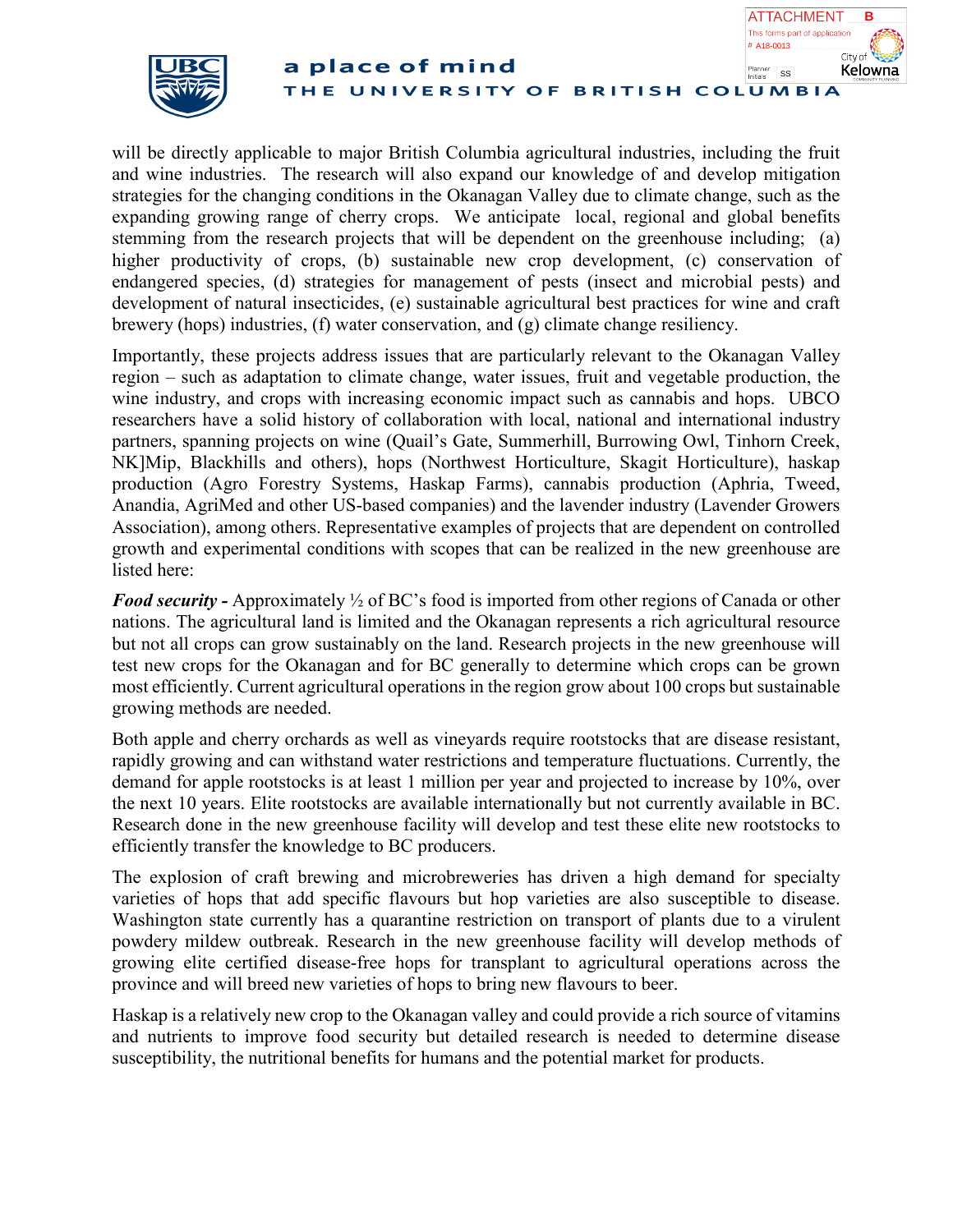will be directly applicable to major British Columbia agricultural industries, including the fruit and wine industries. The research will also expand our knowledge of and develop mitigation strategies for the changing conditions in the Okanagan Valley due to climate change, such as the expanding growing range of cherry crops. We anticipate local, regional and global benefits stemming from the research projects that will be dependent on the greenhouse including; (a) higher productivity of crops, (b) sustainable new crop development, (c) conservation of endangered species, (d) strategies for management of pests (insect and microbial pests) and development of natural insecticides, (e) sustainable agricultural best practices for wine and craft brewery (hops) industries, (f) water conservation, and (g) climate change resiliency.

Importantly, these projects address issues that are particularly relevant to the Okanagan Valley region – such as adaptation to climate change, water issues, fruit and vegetable production, the wine industry, and crops with increasing economic impact such as cannabis and hops. UBCO researchers have a solid history of collaboration with local, national and international industry partners, spanning projects on wine (Quail's Gate, Summerhill, Burrowing Owl, Tinhorn Creek, NK]Mip, Blackhills and others), hops (Northwest Horticulture, Skagit Horticulture), haskap production (Agro Forestry Systems, Haskap Farms), cannabis production (Aphria, Tweed, Anandia, AgriMed and other US-based companies) and the lavender industry (Lavender Growers Association), among others. Representative examples of projects that are dependent on controlled growth and experimental conditions with scopes that can be realized in the new greenhouse are listed here:

***Food security -*** Approximately ½ of BC's food is imported from other regions of Canada or other nations. The agricultural land is limited and the Okanagan represents a rich agricultural resource but not all crops can grow sustainably on the land. Research projects in the new greenhouse will test new crops for the Okanagan and for BC generally to determine which crops can be grown most efficiently. Current agricultural operations in the region grow about 100 crops but sustainable growing methods are needed.

Both apple and cherry orchards as well as vineyards require rootstocks that are disease resistant, rapidly growing and can withstand water restrictions and temperature fluctuations. Currently, the demand for apple rootstocks is at least 1 million per year and projected to increase by 10%, over the next 10 years. Elite rootstocks are available internationally but not currently available in BC. Research done in the new greenhouse facility will develop and test these elite new rootstocks to efficiently transfer the knowledge to BC producers.

The explosion of craft brewing and microbreweries has driven a high demand for specialty varieties of hops that add specific flavours but hop varieties are also susceptible to disease. Washington state currently has a quarantine restriction on transport of plants due to a virulent powdery mildew outbreak. Research in the new greenhouse facility will develop methods of growing elite certified disease-free hops for transplant to agricultural operations across the province and will breed new varieties of hops to bring new flavours to beer.

Haskap is a relatively new crop to the Okanagan valley and could provide a rich source of vitamins and nutrients to improve food security but detailed research is needed to determine disease susceptibility, the nutritional benefits for humans and the potential market for products.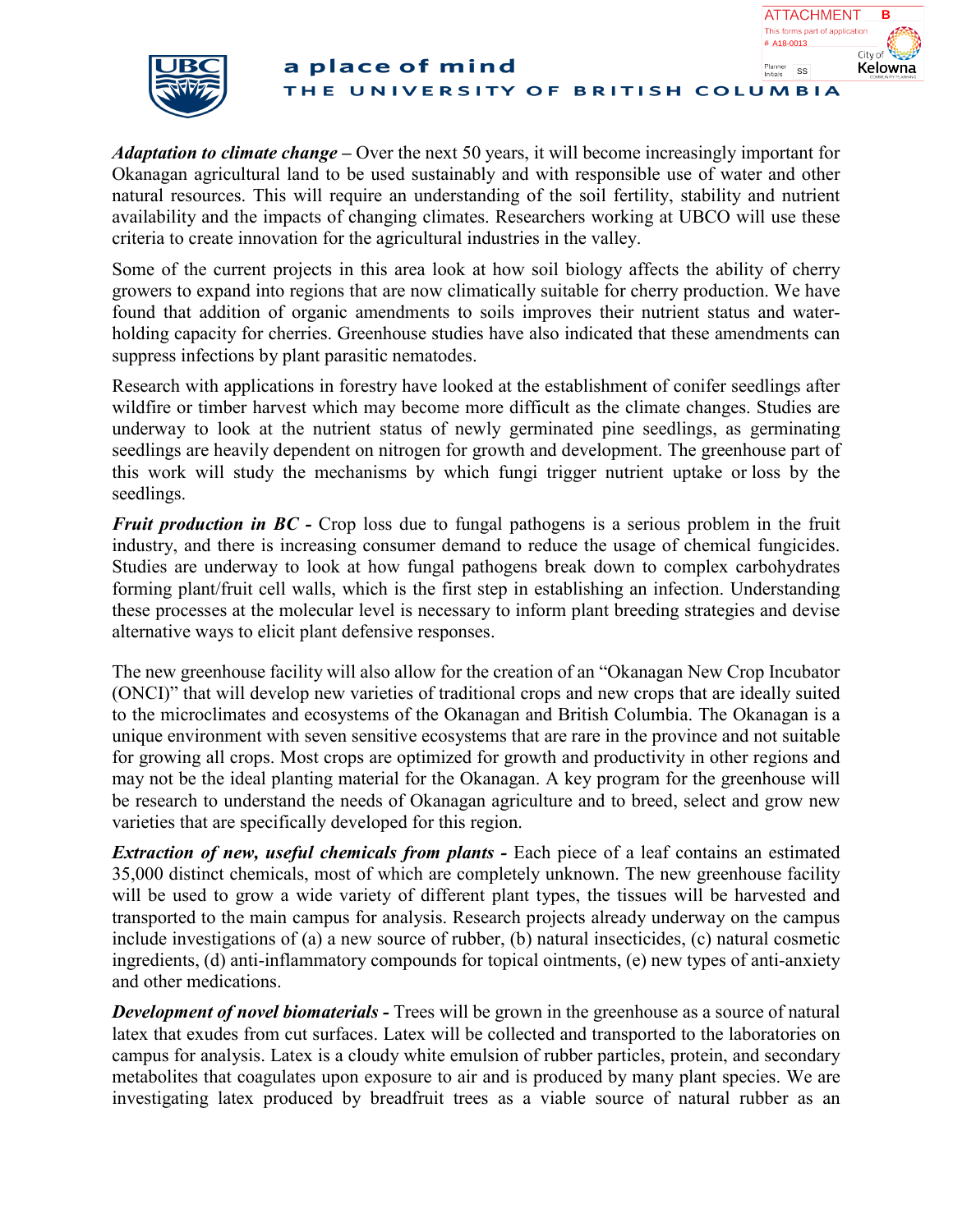***Adaptation to climate change –*** Over the next 50 years, it will become increasingly important for Okanagan agricultural land to be used sustainably and with responsible use of water and other natural resources. This will require an understanding of the soil fertility, stability and nutrient availability and the impacts of changing climates. Researchers working at UBCO will use these criteria to create innovation for the agricultural industries in the valley.

Some of the current projects in this area look at how soil biology affects the ability of cherry growers to expand into regions that are now climatically suitable for cherry production. We have found that addition of organic amendments to soils improves their nutrient status and water-holding capacity for cherries. Greenhouse studies have also indicated that these amendments can suppress infections by plant parasitic nematodes.

Research with applications in forestry have looked at the establishment of conifer seedlings after wildfire or timber harvest which may become more difficult as the climate changes. Studies are underway to look at the nutrient status of newly germinated pine seedlings, as germinating seedlings are heavily dependent on nitrogen for growth and development. The greenhouse part of this work will study the mechanisms by which fungi trigger nutrient uptake or loss by the seedlings.

***Fruit production in BC -*** Crop loss due to fungal pathogens is a serious problem in the fruit industry, and there is increasing consumer demand to reduce the usage of chemical fungicides. Studies are underway to look at how fungal pathogens break down to complex carbohydrates forming plant/fruit cell walls, which is the first step in establishing an infection. Understanding these processes at the molecular level is necessary to inform plant breeding strategies and devise alternative ways to elicit plant defensive responses.

The new greenhouse facility will also allow for the creation of an "Okanagan New Crop Incubator (ONCI)" that will develop new varieties of traditional crops and new crops that are ideally suited to the microclimates and ecosystems of the Okanagan and British Columbia. The Okanagan is a unique environment with seven sensitive ecosystems that are rare in the province and not suitable for growing all crops. Most crops are optimized for growth and productivity in other regions and may not be the ideal planting material for the Okanagan. A key program for the greenhouse will be research to understand the needs of Okanagan agriculture and to breed, select and grow new varieties that are specifically developed for this region.

***Extraction of new, useful chemicals from plants -*** Each piece of a leaf contains an estimated 35,000 distinct chemicals, most of which are completely unknown. The new greenhouse facility will be used to grow a wide variety of different plant types, the tissues will be harvested and transported to the main campus for analysis. Research projects already underway on the campus include investigations of (a) a new source of rubber, (b) natural insecticides, (c) natural cosmetic ingredients, (d) anti-inflammatory compounds for topical ointments, (e) new types of anti-anxiety and other medications.

***Development of novel biomaterials -*** Trees will be grown in the greenhouse as a source of natural latex that exudes from cut surfaces. Latex will be collected and transported to the laboratories on campus for analysis. Latex is a cloudy white emulsion of rubber particles, protein, and secondary metabolites that coagulates upon exposure to air and is produced by many plant species. We are investigating latex produced by breadfruit trees as a viable source of natural rubber as an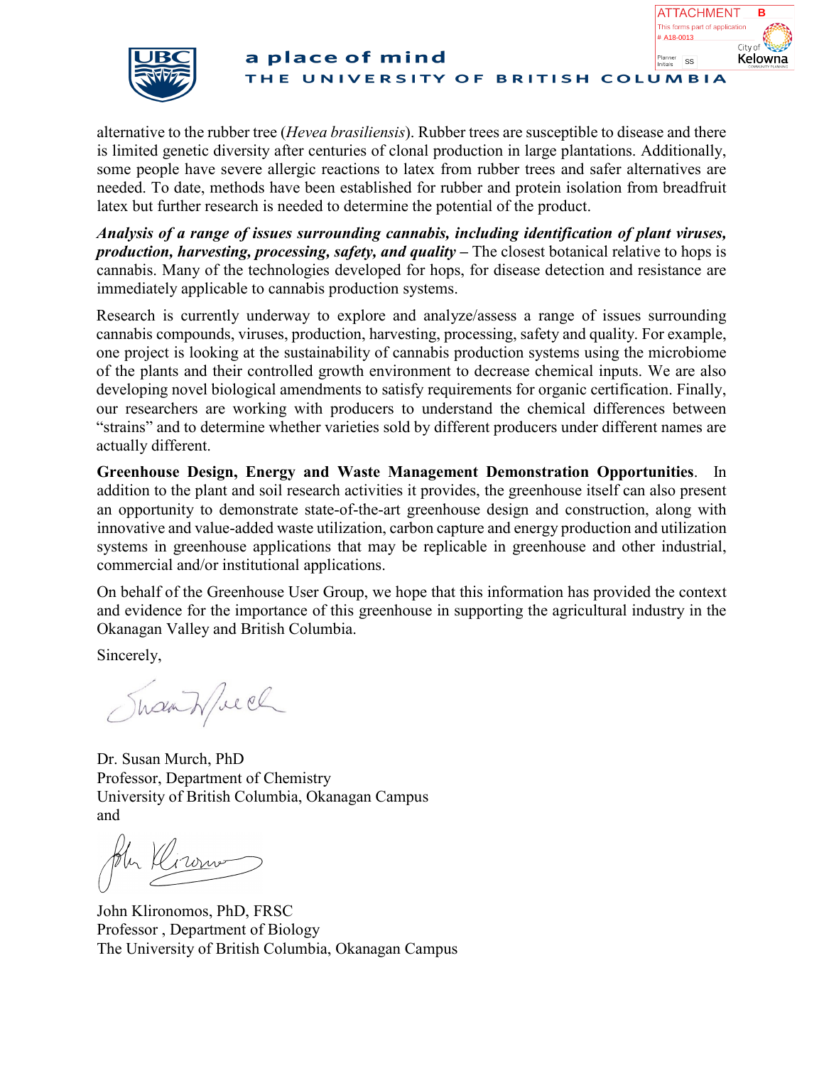alternative to the rubber tree (*Hevea brasiliensis*). Rubber trees are susceptible to disease and there is limited genetic diversity after centuries of clonal production in large plantations. Additionally, some people have severe allergic reactions to latex from rubber trees and safer alternatives are needed. To date, methods have been established for rubber and protein isolation from breadfruit latex but further research is needed to determine the potential of the product.

***Analysis of a range of issues surrounding cannabis, including identification of plant viruses, production, harvesting, processing, safety, and quality* –** The closest botanical relative to hops is cannabis. Many of the technologies developed for hops, for disease detection and resistance are immediately applicable to cannabis production systems.

Research is currently underway to explore and analyze/assess a range of issues surrounding cannabis compounds, viruses, production, harvesting, processing, safety and quality. For example, one project is looking at the sustainability of cannabis production systems using the microbiome of the plants and their controlled growth environment to decrease chemical inputs. We are also developing novel biological amendments to satisfy requirements for organic certification. Finally, our researchers are working with producers to understand the chemical differences between "strains" and to determine whether varieties sold by different producers under different names are actually different.

**Greenhouse Design, Energy and Waste Management Demonstration Opportunities**. In addition to the plant and soil research activities it provides, the greenhouse itself can also present an opportunity to demonstrate state-of-the-art greenhouse design and construction, along with innovative and value-added waste utilization, carbon capture and energy production and utilization systems in greenhouse applications that may be replicable in greenhouse and other industrial, commercial and/or institutional applications.

On behalf of the Greenhouse User Group, we hope that this information has provided the context and evidence for the importance of this greenhouse in supporting the agricultural industry in the Okanagan Valley and British Columbia.

Sincerely,

Dr. Susan Murch, PhD
Professor, Department of Chemistry
University of British Columbia, Okanagan Campus
and

John Klironomos, PhD, FRSC
Professor , Department of Biology
The University of British Columbia, Okanagan Campus